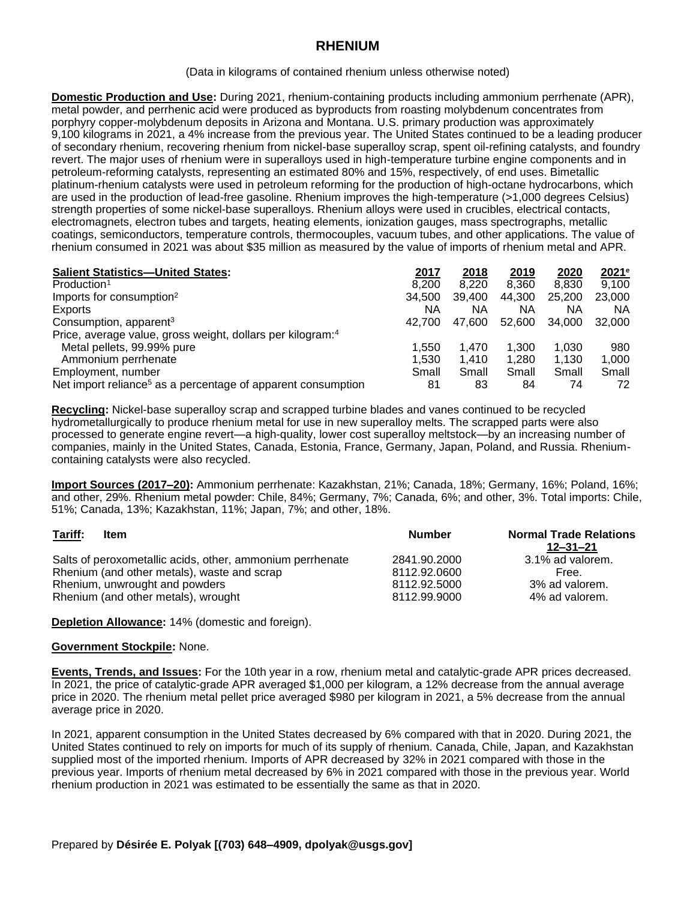# RHENIUM

(Data in kilograms of contained rhenium unless otherwise noted)

**Domestic Production and Use:** During 2021, rhenium-containing products including ammonium perrhenate (APR), metal powder, and perrhenic acid were produced as byproducts from roasting molybdenum concentrates from porphyry copper-molybdenum deposits in Arizona and Montana. U.S. primary production was approximately 9,100 kilograms in 2021, a 4% increase from the previous year. The United States continued to be a leading producer of secondary rhenium, recovering rhenium from nickel-base superalloy scrap, spent oil-refining catalysts, and foundry revert. The major uses of rhenium were in superalloys used in high-temperature turbine engine components and in petroleum-reforming catalysts, representing an estimated 80% and 15%, respectively, of end uses. Bimetallic platinum-rhenium catalysts were used in petroleum reforming for the production of high-octane hydrocarbons, which are used in the production of lead-free gasoline. Rhenium improves the high-temperature (>1,000 degrees Celsius) strength properties of some nickel-base superalloys. Rhenium alloys were used in crucibles, electrical contacts, electromagnets, electron tubes and targets, heating elements, ionization gauges, mass spectrographs, metallic coatings, semiconductors, temperature controls, thermocouples, vacuum tubes, and other applications. The value of rhenium consumed in 2021 was about $35 million as measured by the value of imports of rhenium metal and APR.

| **Salient Statistics—United States:** | 2017 | 2018 | 2019 | 2020 | 2021[e] |
|---|---|---|---|---|---|
| Production[1] | 8,200 | 8,220 | 8,360 | 8,830 | 9,100 |
| Imports for consumption[2] | 34,500 | 39,400 | 44,300 | 25,200 | 23,000 |
| Exports | NA | NA | NA | NA | NA |
| Consumption, apparent[3] | 42,700 | 47,600 | 52,600 | 34,000 | 32,000 |
| Price, average value, gross weight, dollars per kilogram:[4] | | | | | |
| Metal pellets, 99.99% pure | 1,550 | 1,470 | 1,300 | 1,030 | 980 |
| Ammonium perrhenate | 1,530 | 1,410 | 1,280 | 1,130 | 1,000 |
| Employment, number | Small | Small | Small | Small | Small |
| Net import reliance[5] as a percentage of apparent consumption | 81 | 83 | 84 | 74 | 72 |

**Recycling:** Nickel-base superalloy scrap and scrapped turbine blades and vanes continued to be recycled hydrometallurgically to produce rhenium metal for use in new superalloy melts. The scrapped parts were also processed to generate engine revert—a high-quality, lower cost superalloy meltstock—by an increasing number of companies, mainly in the United States, Canada, Estonia, France, Germany, Japan, Poland, and Russia. Rhenium-containing catalysts were also recycled.

**Import Sources (2017–20):** Ammonium perrhenate: Kazakhstan, 21%; Canada, 18%; Germany, 16%; Poland, 16%; and other, 29%. Rhenium metal powder: Chile, 84%; Germany, 7%; Canada, 6%; and other, 3%. Total imports: Chile, 51%; Canada, 13%; Kazakhstan, 11%; Japan, 7%; and other, 18%.

| **Tariff:** Item | Number | Normal Trade Relations 12–31–21 |
|---|---|---|
| Salts of peroxometallic acids, other, ammonium perrhenate | 2841.90.2000 | 3.1% ad valorem. |
| Rhenium (and other metals), waste and scrap | 8112.92.0600 | Free. |
| Rhenium, unwrought and powders | 8112.92.5000 | 3% ad valorem. |
| Rhenium (and other metals), wrought | 8112.99.9000 | 4% ad valorem. |

**Depletion Allowance:** 14% (domestic and foreign).

**Government Stockpile:** None.

**Events, Trends, and Issues:** For the 10th year in a row, rhenium metal and catalytic-grade APR prices decreased. In 2021, the price of catalytic-grade APR averaged $1,000 per kilogram, a 12% decrease from the annual average price in 2020. The rhenium metal pellet price averaged $980 per kilogram in 2021, a 5% decrease from the annual average price in 2020.

In 2021, apparent consumption in the United States decreased by 6% compared with that in 2020. During 2021, the United States continued to rely on imports for much of its supply of rhenium. Canada, Chile, Japan, and Kazakhstan supplied most of the imported rhenium. Imports of APR decreased by 32% in 2021 compared with those in the previous year. Imports of rhenium metal decreased by 6% in 2021 compared with those in the previous year. World rhenium production in 2021 was estimated to be essentially the same as that in 2020.

Prepared by **Désirée E. Polyak [(703) 648–4909, dpolyak@usgs.gov]**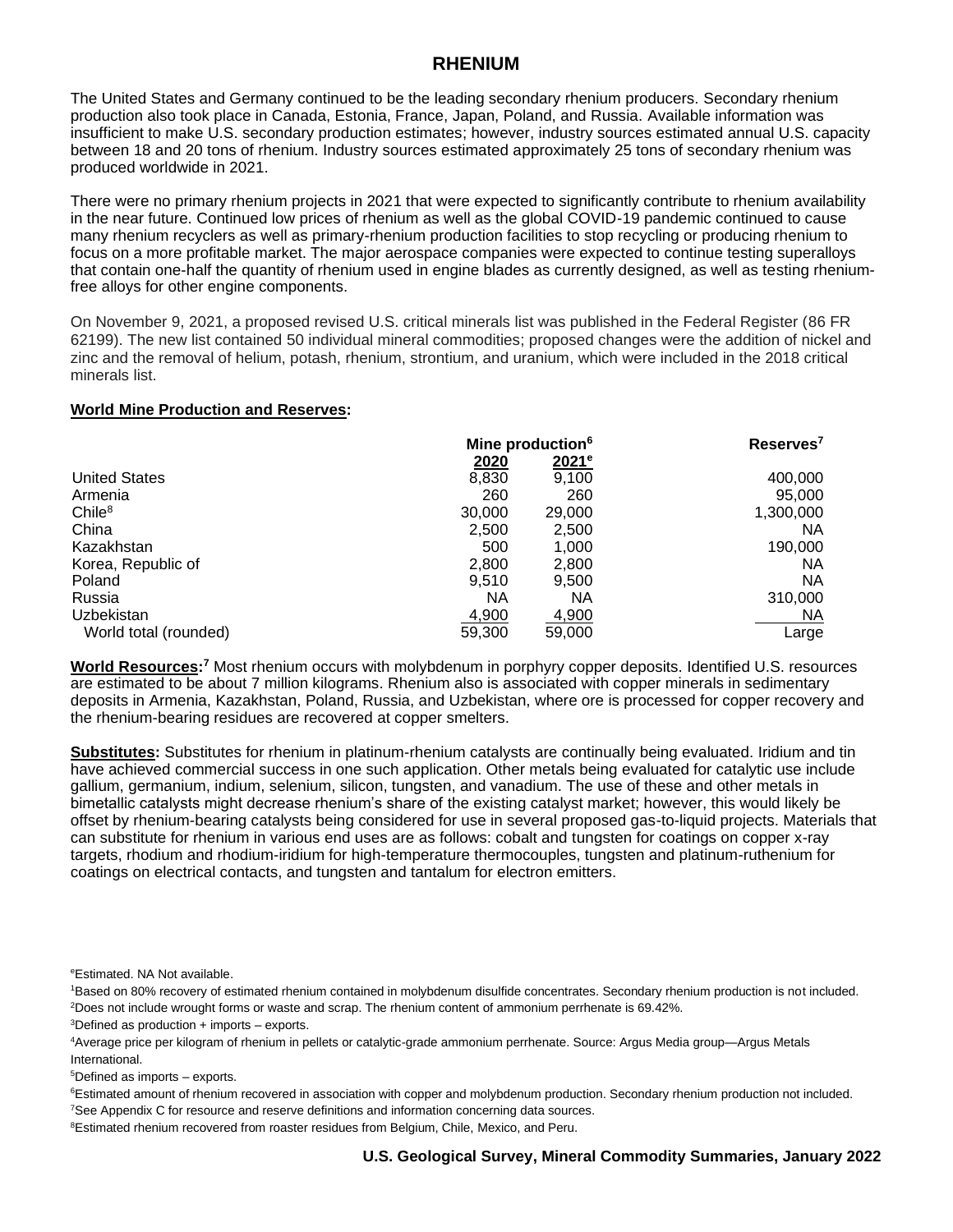# RHENIUM

The United States and Germany continued to be the leading secondary rhenium producers. Secondary rhenium production also took place in Canada, Estonia, France, Japan, Poland, and Russia. Available information was insufficient to make U.S. secondary production estimates; however, industry sources estimated annual U.S. capacity between 18 and 20 tons of rhenium. Industry sources estimated approximately 25 tons of secondary rhenium was produced worldwide in 2021.

There were no primary rhenium projects in 2021 that were expected to significantly contribute to rhenium availability in the near future. Continued low prices of rhenium as well as the global COVID-19 pandemic continued to cause many rhenium recyclers as well as primary-rhenium production facilities to stop recycling or producing rhenium to focus on a more profitable market. The major aerospace companies were expected to continue testing superalloys that contain one-half the quantity of rhenium used in engine blades as currently designed, as well as testing rhenium-free alloys for other engine components.

On November 9, 2021, a proposed revised U.S. critical minerals list was published in the Federal Register (86 FR 62199). The new list contained 50 individual mineral commodities; proposed changes were the addition of nickel and zinc and the removal of helium, potash, rhenium, strontium, and uranium, which were included in the 2018 critical minerals list.

**World Mine Production and Reserves:**

| | Mine production[6] | | Reserves[7] |
|---|---|---|---|
| | 2020 | 2021[e] | |
| United States | 8,830 | 9,100 | 400,000 |
| Armenia | 260 | 260 | 95,000 |
| Chile[8] | 30,000 | 29,000 | 1,300,000 |
| China | 2,500 | 2,500 | NA |
| Kazakhstan | 500 | 1,000 | 190,000 |
| Korea, Republic of | 2,800 | 2,800 | NA |
| Poland | 9,510 | 9,500 | NA |
| Russia | NA | NA | 310,000 |
| Uzbekistan | 4,900 | 4,900 | NA |
| World total (rounded) | 59,300 | 59,000 | Large |

**World Resources:**[7] Most rhenium occurs with molybdenum in porphyry copper deposits. Identified U.S. resources are estimated to be about 7 million kilograms. Rhenium also is associated with copper minerals in sedimentary deposits in Armenia, Kazakhstan, Poland, Russia, and Uzbekistan, where ore is processed for copper recovery and the rhenium-bearing residues are recovered at copper smelters.

**Substitutes:** Substitutes for rhenium in platinum-rhenium catalysts are continually being evaluated. Iridium and tin have achieved commercial success in one such application. Other metals being evaluated for catalytic use include gallium, germanium, indium, selenium, silicon, tungsten, and vanadium. The use of these and other metals in bimetallic catalysts might decrease rhenium's share of the existing catalyst market; however, this would likely be offset by rhenium-bearing catalysts being considered for use in several proposed gas-to-liquid projects. Materials that can substitute for rhenium in various end uses are as follows: cobalt and tungsten for coatings on copper x-ray targets, rhodium and rhodium-iridium for high-temperature thermocouples, tungsten and platinum-ruthenium for coatings on electrical contacts, and tungsten and tantalum for electron emitters.

[e]Estimated. NA Not available.

[1]Based on 80% recovery of estimated rhenium contained in molybdenum disulfide concentrates. Secondary rhenium production is not included.

[2]Does not include wrought forms or waste and scrap. The rhenium content of ammonium perrhenate is 69.42%.

[3]Defined as production + imports – exports.

[4]Average price per kilogram of rhenium in pellets or catalytic-grade ammonium perrhenate. Source: Argus Media group—Argus Metals International.

[5]Defined as imports – exports.

[6]Estimated amount of rhenium recovered in association with copper and molybdenum production. Secondary rhenium production not included.

[7]See Appendix C for resource and reserve definitions and information concerning data sources.

[8]Estimated rhenium recovered from roaster residues from Belgium, Chile, Mexico, and Peru.